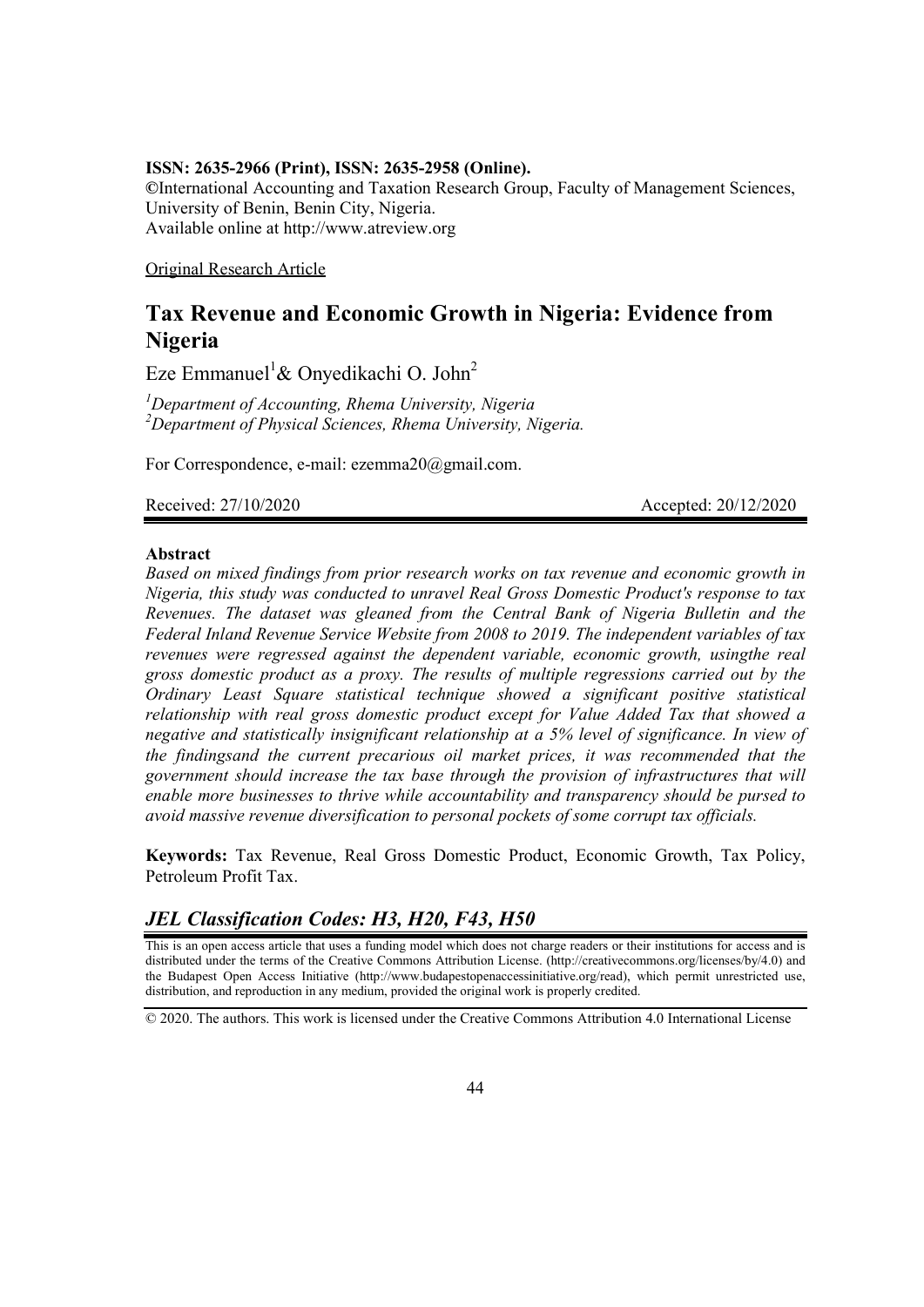**ISSN: 2635-2966 (Print), ISSN: 2635-2958 (Online).**
**©**International Accounting and Taxation Research Group, Faculty of Management Sciences, University of Benin, Benin City, Nigeria.
Available online at http://www.atreview.org

Original Research Article

# Tax Revenue and Economic Growth in Nigeria: Evidence from Nigeria

Eze Emmanuel[1] & Onyedikachi O. John[2]

*[1]Department of Accounting, Rhema University, Nigeria*
*[2]Department of Physical Sciences, Rhema University, Nigeria.*

For Correspondence, e-mail: ezemma20@gmail.com.

Received: 27/10/2020 Accepted: 20/12/2020

**Abstract**

*Based on mixed findings from prior research works on tax revenue and economic growth in Nigeria, this study was conducted to unravel Real Gross Domestic Product's response to tax Revenues. The dataset was gleaned from the Central Bank of Nigeria Bulletin and the Federal Inland Revenue Service Website from 2008 to 2019. The independent variables of tax revenues were regressed against the dependent variable, economic growth, usingthe real gross domestic product as a proxy. The results of multiple regressions carried out by the Ordinary Least Square statistical technique showed a significant positive statistical relationship with real gross domestic product except for Value Added Tax that showed a negative and statistically insignificant relationship at a 5% level of significance. In view of the findingsand the current precarious oil market prices, it was recommended that the government should increase the tax base through the provision of infrastructures that will enable more businesses to thrive while accountability and transparency should be pursed to avoid massive revenue diversification to personal pockets of some corrupt tax officials.*

**Keywords:** Tax Revenue, Real Gross Domestic Product, Economic Growth, Tax Policy, Petroleum Profit Tax.

## *JEL Classification Codes: H3, H20, F43, H50*

This is an open access article that uses a funding model which does not charge readers or their institutions for access and is distributed under the terms of the Creative Commons Attribution License. (http://creativecommons.org/licenses/by/4.0) and the Budapest Open Access Initiative (http://www.budapestopenaccessinitiative.org/read), which permit unrestricted use, distribution, and reproduction in any medium, provided the original work is properly credited.

© 2020. The authors. This work is licensed under the Creative Commons Attribution 4.0 International License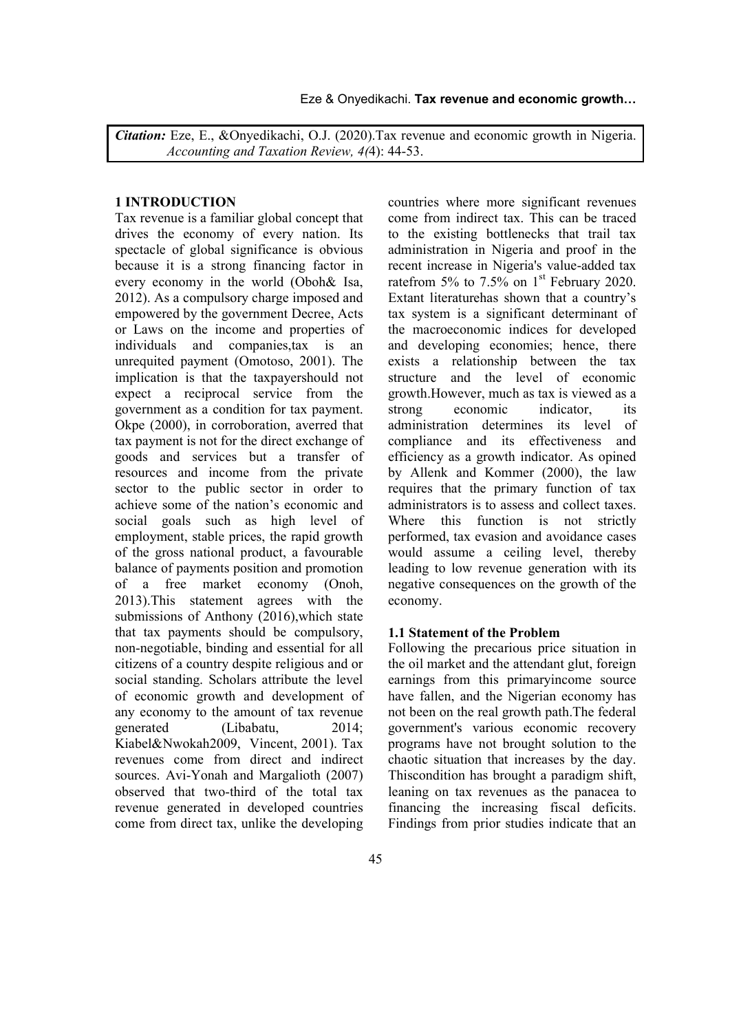*Citation:* Eze, E., &Onyedikachi, O.J. (2020).Tax revenue and economic growth in Nigeria. *Accounting and Taxation Review, 4(*4): 44-53.

## 1 INTRODUCTION

Tax revenue is a familiar global concept that drives the economy of every nation. Its spectacle of global significance is obvious because it is a strong financing factor in every economy in the world (Oboh& Isa, 2012). As a compulsory charge imposed and empowered by the government Decree, Acts or Laws on the income and properties of individuals and companies,tax is an unrequited payment (Omotoso, 2001). The implication is that the taxpayershould not expect a reciprocal service from the government as a condition for tax payment. Okpe (2000), in corroboration, averred that tax payment is not for the direct exchange of goods and services but a transfer of resources and income from the private sector to the public sector in order to achieve some of the nation's economic and social goals such as high level of employment, stable prices, the rapid growth of the gross national product, a favourable balance of payments position and promotion of a free market economy (Onoh, 2013).This statement agrees with the submissions of Anthony (2016),which state that tax payments should be compulsory, non-negotiable, binding and essential for all citizens of a country despite religious and or social standing. Scholars attribute the level of economic growth and development of any economy to the amount of tax revenue generated (Libabatu, 2014; Kiabel&Nwokah2009, Vincent, 2001). Tax revenues come from direct and indirect sources. Avi-Yonah and Margalioth (2007) observed that two-third of the total tax revenue generated in developed countries come from direct tax, unlike the developing countries where more significant revenues come from indirect tax. This can be traced to the existing bottlenecks that trail tax administration in Nigeria and proof in the recent increase in Nigeria's value-added tax ratefrom 5% to 7.5% on 1st February 2020. Extant literaturehas shown that a country's tax system is a significant determinant of the macroeconomic indices for developed and developing economies; hence, there exists a relationship between the tax structure and the level of economic growth.However, much as tax is viewed as a strong economic indicator, its administration determines its level of compliance and its effectiveness and efficiency as a growth indicator. As opined by Allenk and Kommer (2000), the law requires that the primary function of tax administrators is to assess and collect taxes. Where this function is not strictly performed, tax evasion and avoidance cases would assume a ceiling level, thereby leading to low revenue generation with its negative consequences on the growth of the economy.

### 1.1 Statement of the Problem

Following the precarious price situation in the oil market and the attendant glut, foreign earnings from this primaryincome source have fallen, and the Nigerian economy has not been on the real growth path.The federal government's various economic recovery programs have not brought solution to the chaotic situation that increases by the day. Thiscondition has brought a paradigm shift, leaning on tax revenues as the panacea to financing the increasing fiscal deficits. Findings from prior studies indicate that an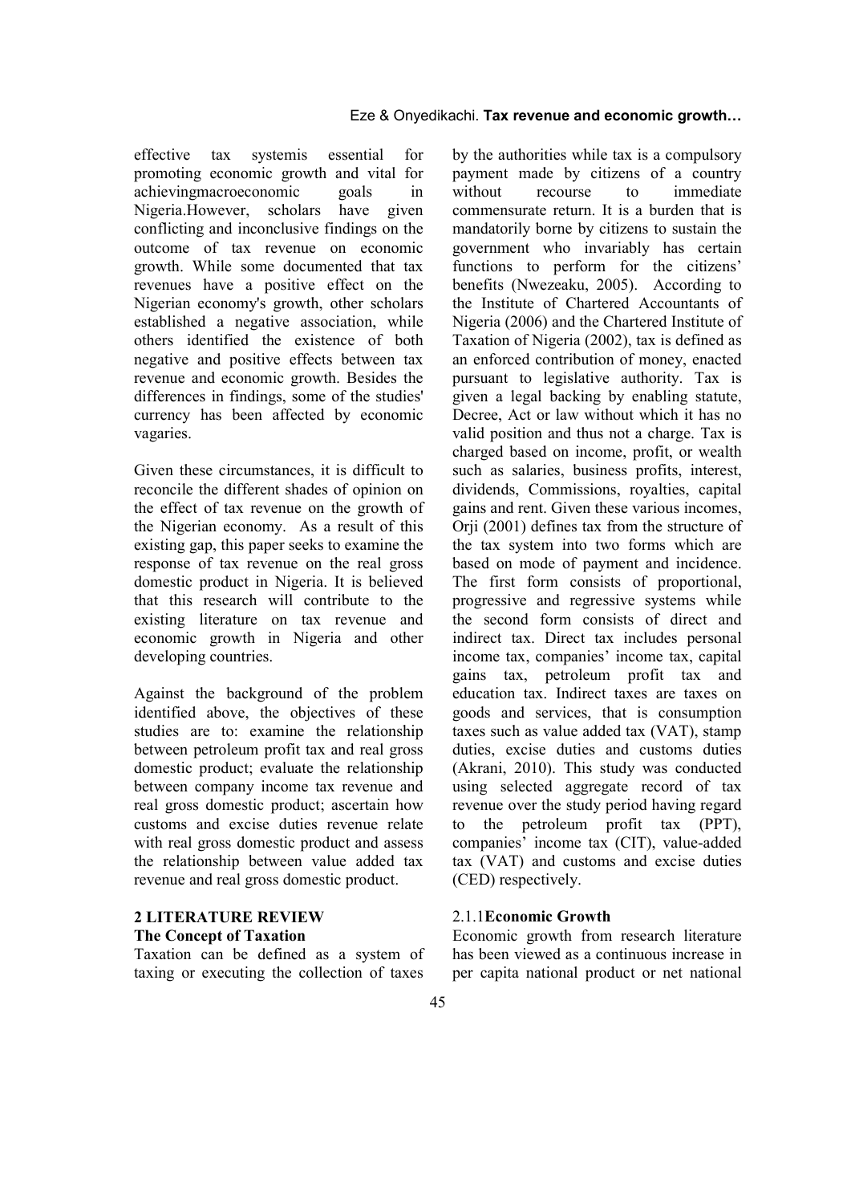effective tax systemis essential for promoting economic growth and vital for achievingmacroeconomic goals in Nigeria.However, scholars have given conflicting and inconclusive findings on the outcome of tax revenue on economic growth. While some documented that tax revenues have a positive effect on the Nigerian economy's growth, other scholars established a negative association, while others identified the existence of both negative and positive effects between tax revenue and economic growth. Besides the differences in findings, some of the studies' currency has been affected by economic vagaries.

Given these circumstances, it is difficult to reconcile the different shades of opinion on the effect of tax revenue on the growth of the Nigerian economy. As a result of this existing gap, this paper seeks to examine the response of tax revenue on the real gross domestic product in Nigeria. It is believed that this research will contribute to the existing literature on tax revenue and economic growth in Nigeria and other developing countries.

Against the background of the problem identified above, the objectives of these studies are to: examine the relationship between petroleum profit tax and real gross domestic product; evaluate the relationship between company income tax revenue and real gross domestic product; ascertain how customs and excise duties revenue relate with real gross domestic product and assess the relationship between value added tax revenue and real gross domestic product.

## 2 LITERATURE REVIEW

### The Concept of Taxation

Taxation can be defined as a system of taxing or executing the collection of taxes by the authorities while tax is a compulsory payment made by citizens of a country without recourse to immediate commensurate return. It is a burden that is mandatorily borne by citizens to sustain the government who invariably has certain functions to perform for the citizens' benefits (Nwezeaku, 2005). According to the Institute of Chartered Accountants of Nigeria (2006) and the Chartered Institute of Taxation of Nigeria (2002), tax is defined as an enforced contribution of money, enacted pursuant to legislative authority. Tax is given a legal backing by enabling statute, Decree, Act or law without which it has no valid position and thus not a charge. Tax is charged based on income, profit, or wealth such as salaries, business profits, interest, dividends, Commissions, royalties, capital gains and rent. Given these various incomes, Orji (2001) defines tax from the structure of the tax system into two forms which are based on mode of payment and incidence. The first form consists of proportional, progressive and regressive systems while the second form consists of direct and indirect tax. Direct tax includes personal income tax, companies' income tax, capital gains tax, petroleum profit tax and education tax. Indirect taxes are taxes on goods and services, that is consumption taxes such as value added tax (VAT), stamp duties, excise duties and customs duties (Akrani, 2010). This study was conducted using selected aggregate record of tax revenue over the study period having regard to the petroleum profit tax (PPT), companies' income tax (CIT), value-added tax (VAT) and customs and excise duties (CED) respectively.

### 2.1.1 Economic Growth

Economic growth from research literature has been viewed as a continuous increase in per capita national product or net national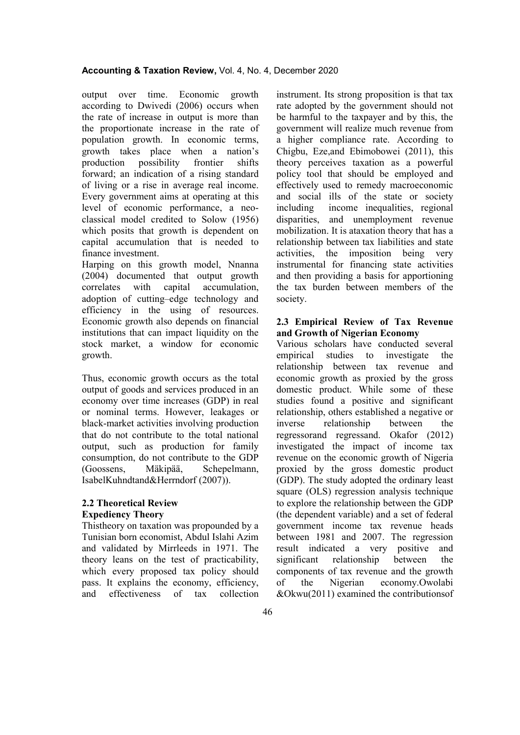output over time. Economic growth according to Dwivedi (2006) occurs when the rate of increase in output is more than the proportionate increase in the rate of population growth. In economic terms, growth takes place when a nation's production possibility frontier shifts forward; an indication of a rising standard of living or a rise in average real income. Every government aims at operating at this level of economic performance, a neo-classical model credited to Solow (1956) which posits that growth is dependent on capital accumulation that is needed to finance investment.

Harping on this growth model, Nnanna (2004) documented that output growth correlates with capital accumulation, adoption of cutting–edge technology and efficiency in the using of resources. Economic growth also depends on financial institutions that can impact liquidity on the stock market, a window for economic growth.

Thus, economic growth occurs as the total output of goods and services produced in an economy over time increases (GDP) in real or nominal terms. However, leakages or black-market activities involving production that do not contribute to the total national output, such as production for family consumption, do not contribute to the GDP (Goossens, Mäkipää, Schepelmann, IsabelKuhndtand&Herrndorf (2007)).

## 2.2 Theoretical Review

### Expediency Theory

Thistheory on taxation was propounded by a Tunisian born economist, Abdul Islahi Azim and validated by Mirrleeds in 1971. The theory leans on the test of practicability, which every proposed tax policy should pass. It explains the economy, efficiency, and effectiveness of tax collection instrument. Its strong proposition is that tax rate adopted by the government should not be harmful to the taxpayer and by this, the government will realize much revenue from a higher compliance rate. According to Chigbu, Eze,and Ebimobowei (2011), this theory perceives taxation as a powerful policy tool that should be employed and effectively used to remedy macroeconomic and social ills of the state or society including income inequalities, regional disparities, and unemployment revenue mobilization. It is ataxation theory that has a relationship between tax liabilities and state activities, the imposition being very instrumental for financing state activities and then providing a basis for apportioning the tax burden between members of the society.

## 2.3 Empirical Review of Tax Revenue and Growth of Nigerian Economy

Various scholars have conducted several empirical studies to investigate the relationship between tax revenue and economic growth as proxied by the gross domestic product. While some of these studies found a positive and significant relationship, others established a negative or inverse relationship between the regressorand regressand. Okafor (2012) investigated the impact of income tax revenue on the economic growth of Nigeria proxied by the gross domestic product (GDP). The study adopted the ordinary least square (OLS) regression analysis technique to explore the relationship between the GDP (the dependent variable) and a set of federal government income tax revenue heads between 1981 and 2007. The regression result indicated a very positive and significant relationship between the components of tax revenue and the growth of the Nigerian economy.Owolabi &Okwu(2011) examined the contributionsof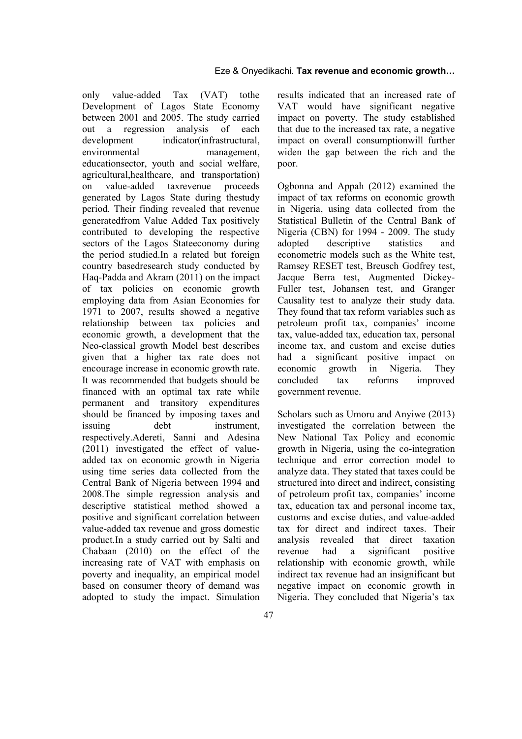only value-added Tax (VAT) tothe Development of Lagos State Economy between 2001 and 2005. The study carried out a regression analysis of each development indicator(infrastructural, environmental management, educationsector, youth and social welfare, agricultural,healthcare, and transportation) on value-added taxrevenue proceeds generated by Lagos State during thestudy period. Their finding revealed that revenue generatedfrom Value Added Tax positively contributed to developing the respective sectors of the Lagos Stateeconomy during the period studied.In a related but foreign country basedresearch study conducted by Haq-Padda and Akram (2011) on the impact of tax policies on economic growth employing data from Asian Economies for 1971 to 2007, results showed a negative relationship between tax policies and economic growth, a development that the Neo-classical growth Model best describes given that a higher tax rate does not encourage increase in economic growth rate. It was recommended that budgets should be financed with an optimal tax rate while permanent and transitory expenditures should be financed by imposing taxes and issuing debt instrument, respectively.Adereti, Sanni and Adesina (2011) investigated the effect of value-added tax on economic growth in Nigeria using time series data collected from the Central Bank of Nigeria between 1994 and 2008.The simple regression analysis and descriptive statistical method showed a positive and significant correlation between value-added tax revenue and gross domestic product.In a study carried out by Salti and Chabaan (2010) on the effect of the increasing rate of VAT with emphasis on poverty and inequality, an empirical model based on consumer theory of demand was adopted to study the impact. Simulation results indicated that an increased rate of VAT would have significant negative impact on poverty. The study established that due to the increased tax rate, a negative impact on overall consumptionwill further widen the gap between the rich and the poor.

Ogbonna and Appah (2012) examined the impact of tax reforms on economic growth in Nigeria, using data collected from the Statistical Bulletin of the Central Bank of Nigeria (CBN) for 1994 - 2009. The study adopted descriptive statistics and econometric models such as the White test, Ramsey RESET test, Breusch Godfrey test, Jacque Berra test, Augmented Dickey-Fuller test, Johansen test, and Granger Causality test to analyze their study data. They found that tax reform variables such as petroleum profit tax, companies' income tax, value-added tax, education tax, personal income tax, and custom and excise duties had a significant positive impact on economic growth in Nigeria. They concluded tax reforms improved government revenue.

Scholars such as Umoru and Anyiwe (2013) investigated the correlation between the New National Tax Policy and economic growth in Nigeria, using the co-integration technique and error correction model to analyze data. They stated that taxes could be structured into direct and indirect, consisting of petroleum profit tax, companies' income tax, education tax and personal income tax, customs and excise duties, and value-added tax for direct and indirect taxes. Their analysis revealed that direct taxation revenue had a significant positive relationship with economic growth, while indirect tax revenue had an insignificant but negative impact on economic growth in Nigeria. They concluded that Nigeria's tax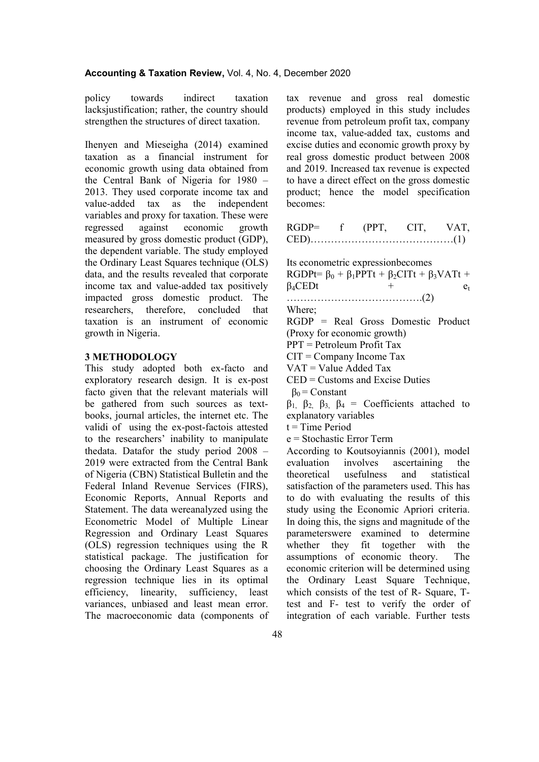policy towards indirect taxation lacksjustification; rather, the country should strengthen the structures of direct taxation.

Ihenyen and Mieseigha (2014) examined taxation as a financial instrument for economic growth using data obtained from the Central Bank of Nigeria for 1980 – 2013. They used corporate income tax and value-added tax as the independent variables and proxy for taxation. These were regressed against economic growth measured by gross domestic product (GDP), the dependent variable. The study employed the Ordinary Least Squares technique (OLS) data, and the results revealed that corporate income tax and value-added tax positively impacted gross domestic product. The researchers, therefore, concluded that taxation is an instrument of economic growth in Nigeria.

## 3 METHODOLOGY

This study adopted both ex-facto and exploratory research design. It is ex-post facto given that the relevant materials will be gathered from such sources as text-books, journal articles, the internet etc. The validi of using the ex-post-factois attested to the researchers' inability to manipulate thedata. Datafor the study period 2008 – 2019 were extracted from the Central Bank of Nigeria (CBN) Statistical Bulletin and the Federal Inland Revenue Services (FIRS), Economic Reports, Annual Reports and Statement. The data wereanalyzed using the Econometric Model of Multiple Linear Regression and Ordinary Least Squares (OLS) regression techniques using the R statistical package. The justification for choosing the Ordinary Least Squares as a regression technique lies in its optimal efficiency, linearity, sufficiency, least variances, unbiased and least mean error. The macroeconomic data (components of tax revenue and gross real domestic products) employed in this study includes revenue from petroleum profit tax, company income tax, value-added tax, customs and excise duties and economic growth proxy by real gross domestic product between 2008 and 2019. Increased tax revenue is expected to have a direct effect on the gross domestic product; hence the model specification becomes:

$$RGDP = f\ (PPT,\ CIT,\ VAT,\ CED) \quad \ldots\ldots(1)$$

Its econometric expressionbecomes

$$RGDPt = \beta_0 + \beta_1 PPTt + \beta_2 CITt + \beta_3 VATt + \beta_4 CEDt + e_t \quad \ldots\ldots(2)$$

Where;

RGDP = Real Gross Domestic Product (Proxy for economic growth)

PPT = Petroleum Profit Tax

CIT = Company Income Tax

VAT = Value Added Tax

CED = Customs and Excise Duties

$\beta_0$ = Constant

$\beta_1$, $\beta_2$, $\beta_3$, $\beta_4$ = Coefficients attached to explanatory variables

t = Time Period

e = Stochastic Error Term

According to Koutsoyiannis (2001), model evaluation involves ascertaining the theoretical usefulness and statistical satisfaction of the parameters used. This has to do with evaluating the results of this study using the Economic Apriori criteria. In doing this, the signs and magnitude of the parameterswere examined to determine whether they fit together with the assumptions of economic theory. The economic criterion will be determined using the Ordinary Least Square Technique, which consists of the test of R- Square, T-test and F- test to verify the order of integration of each variable. Further tests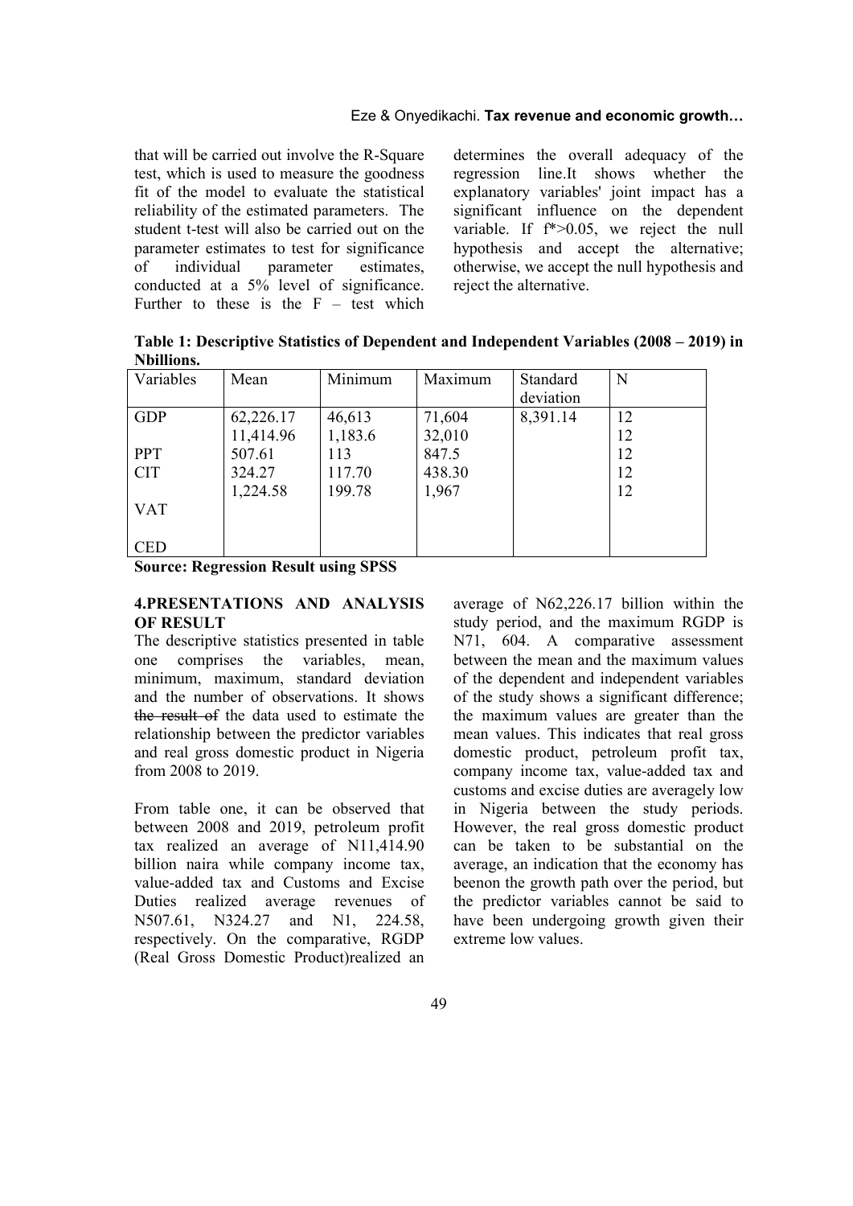that will be carried out involve the R-Square test, which is used to measure the goodness fit of the model to evaluate the statistical reliability of the estimated parameters. The student t-test will also be carried out on the parameter estimates to test for significance of individual parameter estimates, conducted at a 5% level of significance. Further to these is the F – test which determines the overall adequacy of the regression line.It shows whether the explanatory variables' joint impact has a significant influence on the dependent variable. If f*>0.05, we reject the null hypothesis and accept the alternative; otherwise, we accept the null hypothesis and reject the alternative.

**Table 1: Descriptive Statistics of Dependent and Independent Variables (2008 – 2019) in Nbillions.**

| Variables | Mean | Minimum | Maximum | Standard deviation | N |
|---|---|---|---|---|---|
| GDP | 62,226.17 | 46,613 | 71,604 | 8,391.14 | 12 |
| | 11,414.96 | 1,183.6 | 32,010 | | 12 |
| PPT | 507.61 | 113 | 847.5 | | 12 |
| CIT | 324.27 | 117.70 | 438.30 | | 12 |
| | 1,224.58 | 199.78 | 1,967 | | 12 |
| VAT | | | | | |
| CED | | | | | |

**Source: Regression Result using SPSS**

## 4.PRESENTATIONS AND ANALYSIS OF RESULT

The descriptive statistics presented in table one comprises the variables, mean, minimum, maximum, standard deviation and the number of observations. It shows ~~the result of~~ the data used to estimate the relationship between the predictor variables and real gross domestic product in Nigeria from 2008 to 2019.

From table one, it can be observed that between 2008 and 2019, petroleum profit tax realized an average of N11,414.90 billion naira while company income tax, value-added tax and Customs and Excise Duties realized average revenues of N507.61, N324.27 and N1, 224.58, respectively. On the comparative, RGDP (Real Gross Domestic Product)realized an average of N62,226.17 billion within the study period, and the maximum RGDP is N71, 604. A comparative assessment between the mean and the maximum values of the dependent and independent variables of the study shows a significant difference; the maximum values are greater than the mean values. This indicates that real gross domestic product, petroleum profit tax, company income tax, value-added tax and customs and excise duties are averagely low in Nigeria between the study periods. However, the real gross domestic product can be taken to be substantial on the average, an indication that the economy has beenon the growth path over the period, but the predictor variables cannot be said to have been undergoing growth given their extreme low values.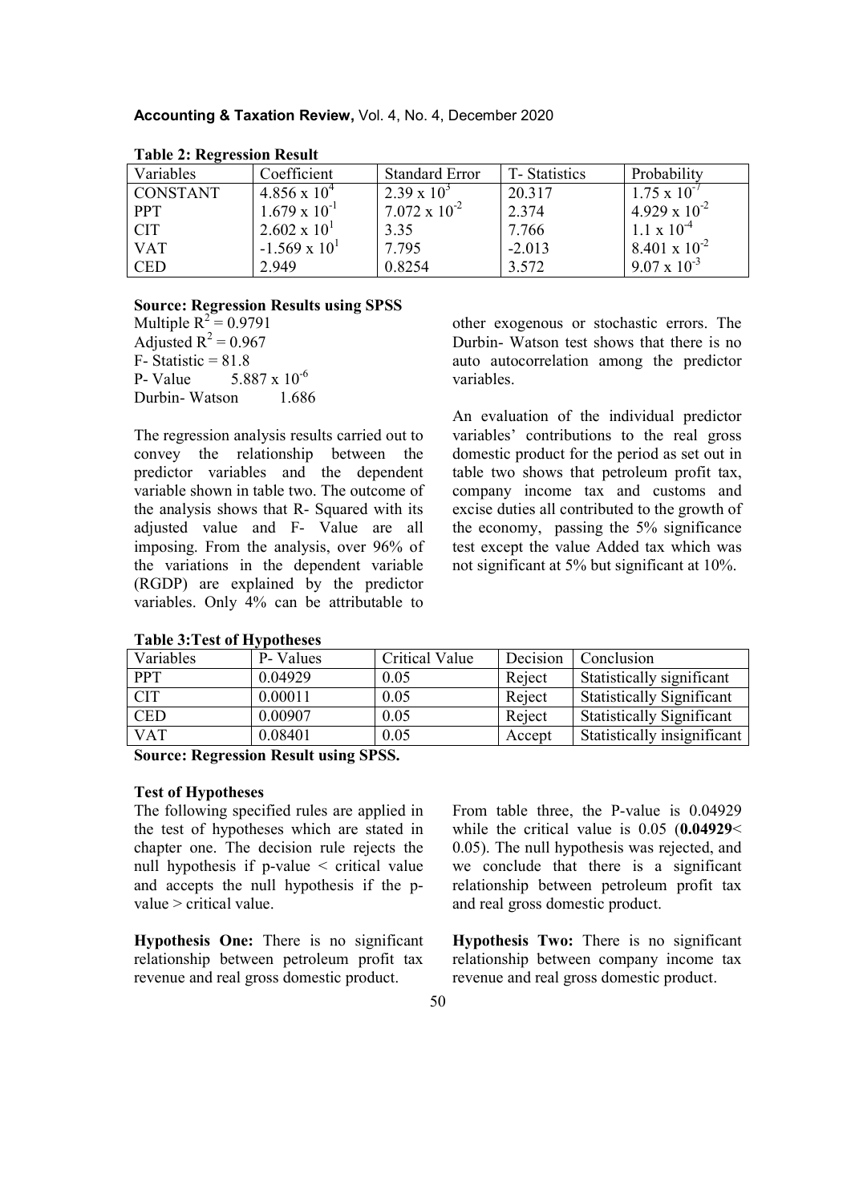**Table 2: Regression Result**

| Variables | Coefficient | Standard Error | T- Statistics | Probability |
|---|---|---|---|---|
| CONSTANT | $4.856 \times 10^4$ | $2.39 \times 10^3$ | 20.317 | $1.75 \times 10^{-7}$ |
| PPT | $1.679 \times 10^{-1}$ | $7.072 \times 10^{-2}$ | 2.374 | $4.929 \times 10^{-2}$ |
| CIT | $2.602 \times 10^1$ | 3.35 | 7.766 | $1.1 \times 10^{-4}$ |
| VAT | $-1.569 \times 10^1$ | 7.795 | -2.013 | $8.401 \times 10^{-2}$ |
| CED | 2.949 | 0.8254 | 3.572 | $9.07 \times 10^{-3}$ |

**Source: Regression Results using SPSS**

Multiple $R^2 = 0.9791$
Adjusted $R^2 = 0.967$
F- Statistic = 81.8
P- Value $5.887 \times 10^{-6}$
Durbin- Watson 1.686

The regression analysis results carried out to convey the relationship between the predictor variables and the dependent variable shown in table two. The outcome of the analysis shows that R- Squared with its adjusted value and F- Value are all imposing. From the analysis, over 96% of the variations in the dependent variable (RGDP) are explained by the predictor variables. Only 4% can be attributable to other exogenous or stochastic errors. The Durbin- Watson test shows that there is no auto autocorrelation among the predictor variables.

An evaluation of the individual predictor variables' contributions to the real gross domestic product for the period as set out in table two shows that petroleum profit tax, company income tax and customs and excise duties all contributed to the growth of the economy, passing the 5% significance test except the value Added tax which was not significant at 5% but significant at 10%.

**Table 3:Test of Hypotheses**

| Variables | P- Values | Critical Value | Decision | Conclusion |
|---|---|---|---|---|
| PPT | 0.04929 | 0.05 | Reject | Statistically significant |
| CIT | 0.00011 | 0.05 | Reject | Statistically Significant |
| CED | 0.00907 | 0.05 | Reject | Statistically Significant |
| VAT | 0.08401 | 0.05 | Accept | Statistically insignificant |

**Source: Regression Result using SPSS.**

**Test of Hypotheses**

The following specified rules are applied in the test of hypotheses which are stated in chapter one. The decision rule rejects the null hypothesis if p-value < critical value and accepts the null hypothesis if the p-value > critical value.

**Hypothesis One:** There is no significant relationship between petroleum profit tax revenue and real gross domestic product.

From table three, the P-value is 0.04929 while the critical value is 0.05 (**0.04929**< 0.05). The null hypothesis was rejected, and we conclude that there is a significant relationship between petroleum profit tax and real gross domestic product.

**Hypothesis Two:** There is no significant relationship between company income tax revenue and real gross domestic product.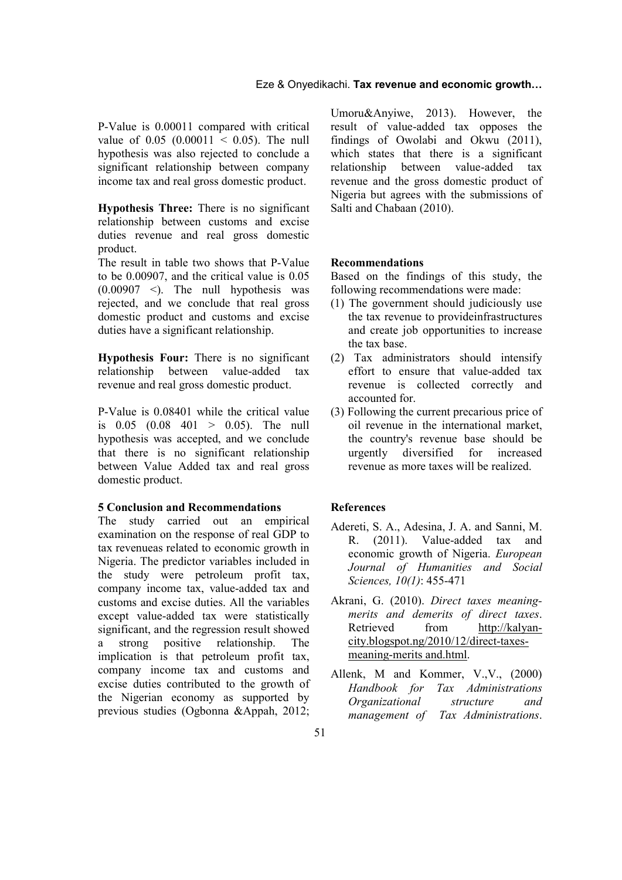P-Value is 0.00011 compared with critical value of 0.05 ($0.00011 < 0.05$). The null hypothesis was also rejected to conclude a significant relationship between company income tax and real gross domestic product.

**Hypothesis Three:** There is no significant relationship between customs and excise duties revenue and real gross domestic product.

The result in table two shows that P-Value to be 0.00907, and the critical value is 0.05 (0.00907 <). The null hypothesis was rejected, and we conclude that real gross domestic product and customs and excise duties have a significant relationship.

**Hypothesis Four:** There is no significant relationship between value-added tax revenue and real gross domestic product.

P-Value is 0.08401 while the critical value is 0.05 (0.08 401 > 0.05). The null hypothesis was accepted, and we conclude that there is no significant relationship between Value Added tax and real gross domestic product.

## 5 Conclusion and Recommendations

The study carried out an empirical examination on the response of real GDP to tax revenueas related to economic growth in Nigeria. The predictor variables included in the study were petroleum profit tax, company income tax, value-added tax and customs and excise duties. All the variables except value-added tax were statistically significant, and the regression result showed a strong positive relationship. The implication is that petroleum profit tax, company income tax and customs and excise duties contributed to the growth of the Nigerian economy as supported by previous studies (Ogbonna &Appah, 2012; Umoru&Anyiwe, 2013). However, the result of value-added tax opposes the findings of Owolabi and Okwu (2011), which states that there is a significant relationship between value-added tax revenue and the gross domestic product of Nigeria but agrees with the submissions of Salti and Chabaan (2010).

### Recommendations

Based on the findings of this study, the following recommendations were made:

(1) The government should judiciously use the tax revenue to provideinfrastructures and create job opportunities to increase the tax base.
(2) Tax administrators should intensify effort to ensure that value-added tax revenue is collected correctly and accounted for.
(3) Following the current precarious price of oil revenue in the international market, the country's revenue base should be urgently diversified for increased revenue as more taxes will be realized.

## References

Adereti, S. A., Adesina, J. A. and Sanni, M. R. (2011). Value-added tax and economic growth of Nigeria. *European Journal of Humanities and Social Sciences, 10(1)*: 455-471

Akrani, G. (2010). *Direct taxes meaning-merits and demerits of direct taxes*. Retrieved from http://kalyan-city.blogspot.ng/2010/12/direct-taxes-meaning-merits and.html.

Allenk, M and Kommer, V.,V., (2000) *Handbook for Tax Administrations Organizational structure and management of Tax Administrations*.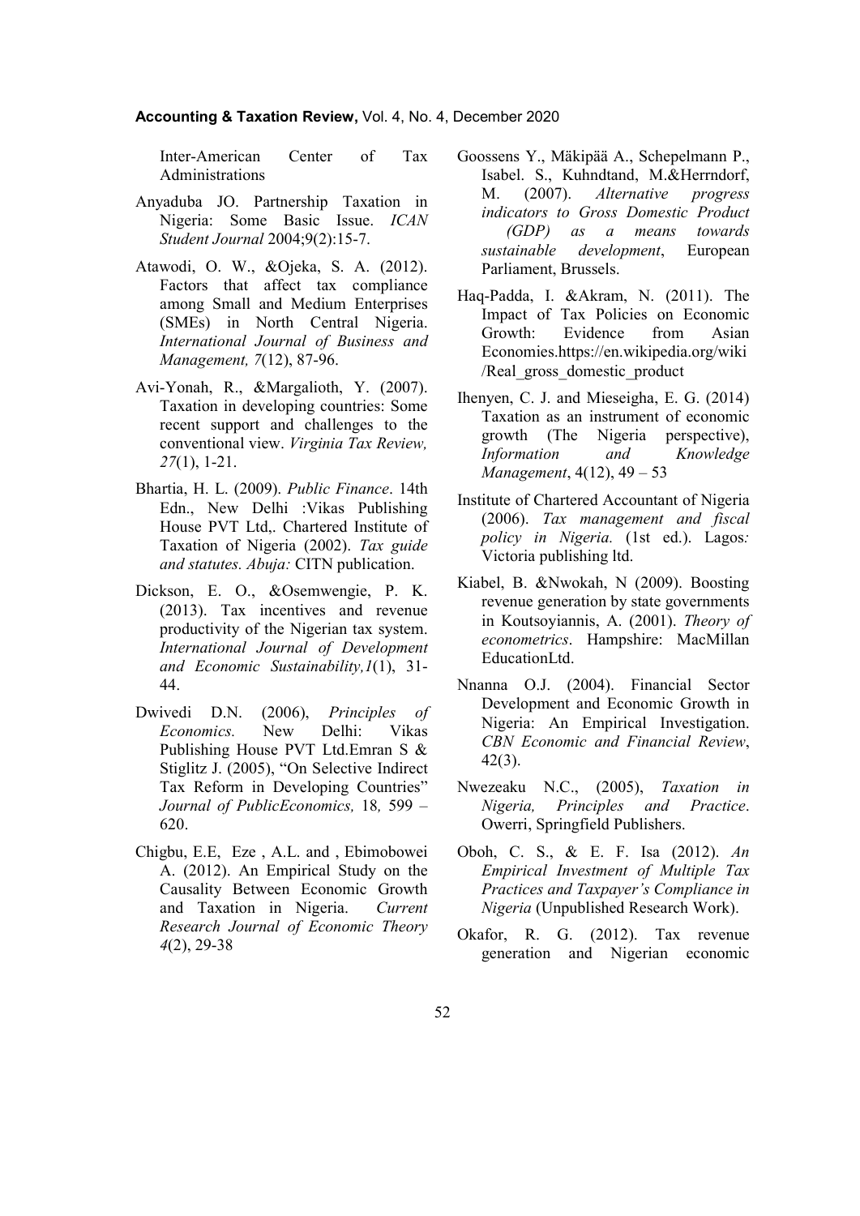Inter-American Center of Tax Administrations

Anyaduba JO. Partnership Taxation in Nigeria: Some Basic Issue. *ICAN Student Journal* 2004;9(2):15-7.

Atawodi, O. W., &Ojeka, S. A. (2012). Factors that affect tax compliance among Small and Medium Enterprises (SMEs) in North Central Nigeria. *International Journal of Business and Management, 7*(12), 87-96.

Avi-Yonah, R., &Margalioth, Y. (2007). Taxation in developing countries: Some recent support and challenges to the conventional view. *Virginia Tax Review, 27*(1), 1-21.

Bhartia, H. L. (2009). *Public Finance*. 14th Edn., New Delhi :Vikas Publishing House PVT Ltd,. Chartered Institute of Taxation of Nigeria (2002). *Tax guide and statutes. Abuja:* CITN publication.

Dickson, E. O., &Osemwengie, P. K. (2013). Tax incentives and revenue productivity of the Nigerian tax system. *International Journal of Development and Economic Sustainability,1*(1), 31-44.

Dwivedi D.N. (2006), *Principles of Economics.* New Delhi: Vikas Publishing House PVT Ltd.Emran S & Stiglitz J. (2005), "On Selective Indirect Tax Reform in Developing Countries" *Journal of PublicEconomics,* 18*,* 599 – 620.

Chigbu, E.E, Eze , A.L. and , Ebimobowei A. (2012). An Empirical Study on the Causality Between Economic Growth and Taxation in Nigeria. *Current Research Journal of Economic Theory 4*(2), 29-38

Goossens Y., Mäkipää A., Schepelmann P., Isabel. S., Kuhndtand, M.&Herrndorf, M. (2007). *Alternative progress indicators to Gross Domestic Product (GDP) as a means towards sustainable development*, European Parliament, Brussels.

Haq-Padda, I. &Akram, N. (2011). The Impact of Tax Policies on Economic Growth: Evidence from Asian Economies.https://en.wikipedia.org/wiki/Real_gross_domestic_product

Ihenyen, C. J. and Mieseigha, E. G. (2014) Taxation as an instrument of economic growth (The Nigeria perspective), *Information and Knowledge Management*, 4(12), 49 – 53

Institute of Chartered Accountant of Nigeria (2006). *Tax management and fiscal policy in Nigeria.* (1st ed.). Lagos*:* Victoria publishing ltd.

Kiabel, B. &Nwokah, N (2009). Boosting revenue generation by state governments in Koutsoyiannis, A. (2001). *Theory of econometrics*. Hampshire: MacMillan EducationLtd.

Nnanna O.J. (2004). Financial Sector Development and Economic Growth in Nigeria: An Empirical Investigation. *CBN Economic and Financial Review*, 42(3).

Nwezeaku N.C., (2005), *Taxation in Nigeria, Principles and Practice*. Owerri, Springfield Publishers.

Oboh, C. S., & E. F. Isa (2012). *An Empirical Investment of Multiple Tax Practices and Taxpayer's Compliance in Nigeria* (Unpublished Research Work).

Okafor, R. G. (2012). Tax revenue generation and Nigerian economic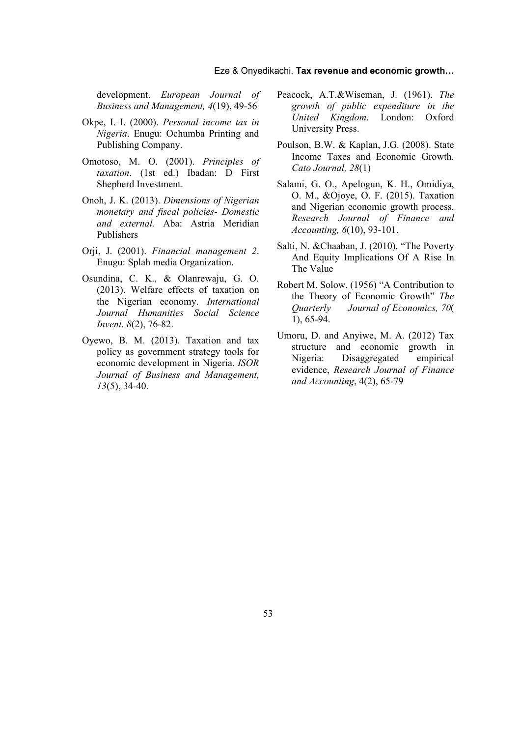development. *European Journal of Business and Management, 4*(19), 49-56

Okpe, I. I. (2000). *Personal income tax in Nigeria*. Enugu: Ochumba Printing and Publishing Company.

Omotoso, M. O. (2001). *Principles of taxation*. (1st ed.) Ibadan: D First Shepherd Investment.

Onoh, J. K. (2013). *Dimensions of Nigerian monetary and fiscal policies- Domestic and external.* Aba: Astria Meridian Publishers

Orji, J. (2001). *Financial management 2*. Enugu: Splah media Organization.

Osundina, C. K., & Olanrewaju, G. O. (2013). Welfare effects of taxation on the Nigerian economy. *International Journal Humanities Social Science Invent. 8*(2), 76-82.

Oyewo, B. M. (2013). Taxation and tax policy as government strategy tools for economic development in Nigeria. *ISOR Journal of Business and Management, 13*(5), 34-40.

Peacock, A.T.&Wiseman, J. (1961). *The growth of public expenditure in the United Kingdom*. London: Oxford University Press.

Poulson, B.W. & Kaplan, J.G. (2008). State Income Taxes and Economic Growth. *Cato Journal, 28*(1)

Salami, G. O., Apelogun, K. H., Omidiya, O. M., &Ojoye, O. F. (2015). Taxation and Nigerian economic growth process. *Research Journal of Finance and Accounting, 6*(10), 93-101.

Salti, N. &Chaaban, J. (2010). "The Poverty And Equity Implications Of A Rise In The Value

Robert M. Solow. (1956) "A Contribution to the Theory of Economic Growth" *The Quarterly Journal of Economics, 70*( 1), 65-94.

Umoru, D. and Anyiwe, M. A. (2012) Tax structure and economic growth in Nigeria: Disaggregated empirical evidence, *Research Journal of Finance and Accounting*, 4(2), 65-79